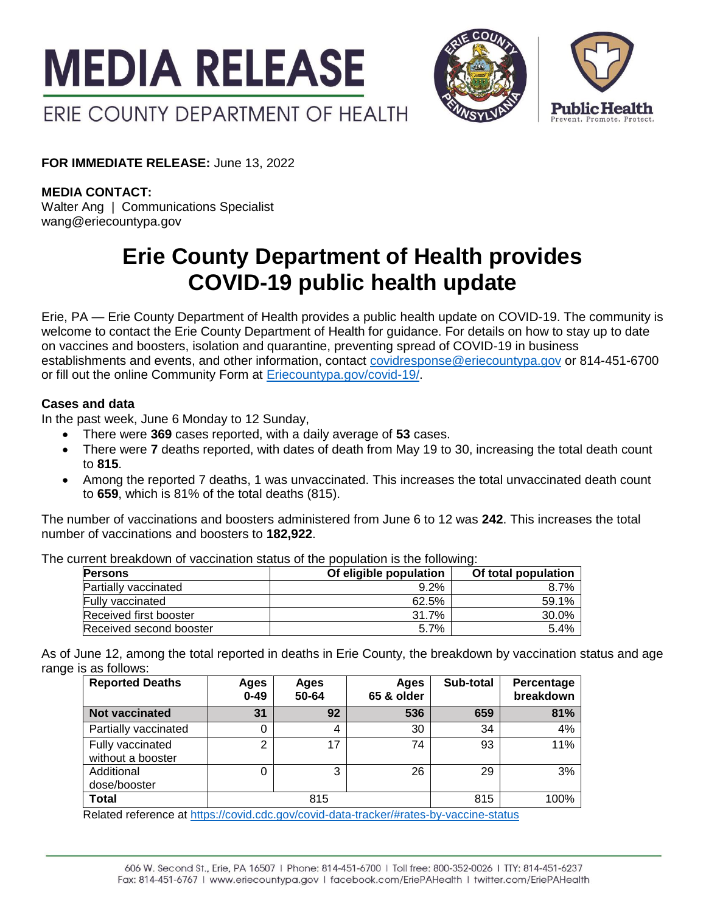# MEDIA RELEASE

ERIE COUNTY DEPARTMENT OF HEALTH

**FOR IMMEDIATE RELEASE:** June 13, 2022

**MEDIA CONTACT:**
Walter Ang | Communications Specialist
wang@eriecountypa.gov

# Erie County Department of Health provides COVID-19 public health update

Erie, PA — Erie County Department of Health provides a public health update on COVID-19. The community is welcome to contact the Erie County Department of Health for guidance. For details on how to stay up to date on vaccines and boosters, isolation and quarantine, preventing spread of COVID-19 in business establishments and events, and other information, contact covidresponse@eriecountypa.gov or 814-451-6700 or fill out the online Community Form at Eriecountypa.gov/covid-19/.

### Cases and data

In the past week, June 6 Monday to 12 Sunday,

- There were **369** cases reported, with a daily average of **53** cases.
- There were **7** deaths reported, with dates of death from May 19 to 30, increasing the total death count to **815**.
- Among the reported 7 deaths, 1 was unvaccinated. This increases the total unvaccinated death count to **659**, which is 81% of the total deaths (815).

The number of vaccinations and boosters administered from June 6 to 12 was **242**. This increases the total number of vaccinations and boosters to **182,922**.

The current breakdown of vaccination status of the population is the following:

| Persons | Of eligible population | Of total population |
|---|---|---|
| Partially vaccinated | 9.2% | 8.7% |
| Fully vaccinated | 62.5% | 59.1% |
| Received first booster | 31.7% | 30.0% |
| Received second booster | 5.7% | 5.4% |

As of June 12, among the total reported in deaths in Erie County, the breakdown by vaccination status and age range is as follows:

| Reported Deaths | Ages 0-49 | Ages 50-64 | Ages 65 & older | Sub-total | Percentage breakdown |
|---|---|---|---|---|---|
| **Not vaccinated** | **31** | **92** | **536** | **659** | **81%** |
| Partially vaccinated | 0 | 4 | 30 | 34 | 4% |
| Fully vaccinated without a booster | 2 | 17 | 74 | 93 | 11% |
| Additional dose/booster | 0 | 3 | 26 | 29 | 3% |
| **Total** | 815 | | | 815 | 100% |

Related reference at https://covid.cdc.gov/covid-data-tracker/#rates-by-vaccine-status

606 W. Second St., Erie, PA 16507 | Phone: 814-451-6700 | Toll free: 800-352-0026 | TTY: 814-451-6237
Fax: 814-451-6767 | www.eriecountypa.gov | facebook.com/EriePAHealth | twitter.com/EriePAHealth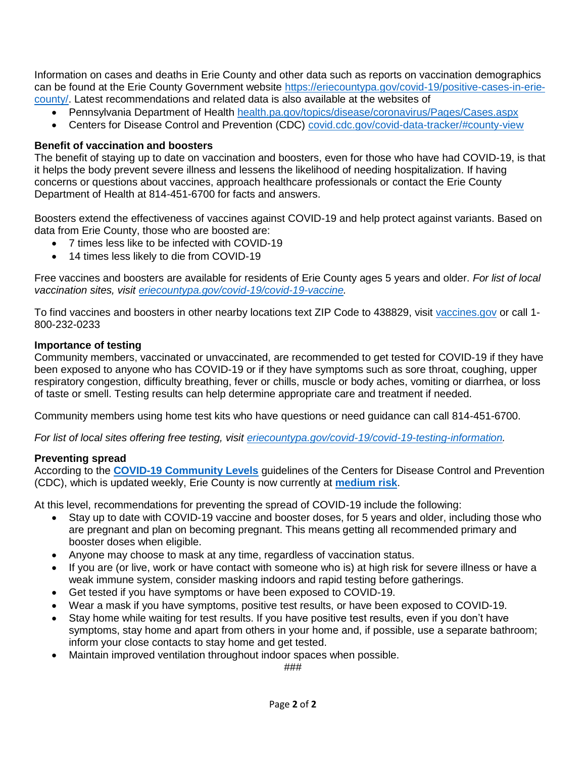Information on cases and deaths in Erie County and other data such as reports on vaccination demographics can be found at the Erie County Government website [https://eriecountypa.gov/covid-19/positive-cases-in-erie-county/](https://eriecountypa.gov/covid-19/positive-cases-in-erie-county/). Latest recommendations and related data is also available at the websites of

- Pennsylvania Department of Health [health.pa.gov/topics/disease/coronavirus/Pages/Cases.aspx](health.pa.gov/topics/disease/coronavirus/Pages/Cases.aspx)
- Centers for Disease Control and Prevention (CDC) [covid.cdc.gov/covid-data-tracker/#county-view](covid.cdc.gov/covid-data-tracker/#county-view)

**Benefit of vaccination and boosters**
The benefit of staying up to date on vaccination and boosters, even for those who have had COVID-19, is that it helps the body prevent severe illness and lessens the likelihood of needing hospitalization. If having concerns or questions about vaccines, approach healthcare professionals or contact the Erie County Department of Health at 814-451-6700 for facts and answers.

Boosters extend the effectiveness of vaccines against COVID-19 and help protect against variants. Based on data from Erie County, those who are boosted are:

- 7 times less like to be infected with COVID-19
- 14 times less likely to die from COVID-19

Free vaccines and boosters are available for residents of Erie County ages 5 years and older. *For list of local vaccination sites, visit [eriecountypa.gov/covid-19/covid-19-vaccine](eriecountypa.gov/covid-19/covid-19-vaccine).*

To find vaccines and boosters in other nearby locations text ZIP Code to 438829, visit [vaccines.gov](vaccines.gov) or call 1-800-232-0233

**Importance of testing**
Community members, vaccinated or unvaccinated, are recommended to get tested for COVID-19 if they have been exposed to anyone who has COVID-19 or if they have symptoms such as sore throat, coughing, upper respiratory congestion, difficulty breathing, fever or chills, muscle or body aches, vomiting or diarrhea, or loss of taste or smell. Testing results can help determine appropriate care and treatment if needed.

Community members using home test kits who have questions or need guidance can call 814-451-6700.

*For list of local sites offering free testing, visit [eriecountypa.gov/covid-19/covid-19-testing-information](eriecountypa.gov/covid-19/covid-19-testing-information).*

**Preventing spread**
According to the **COVID-19 Community Levels** guidelines of the Centers for Disease Control and Prevention (CDC), which is updated weekly, Erie County is now currently at **medium risk**.

At this level, recommendations for preventing the spread of COVID-19 include the following:

- Stay up to date with COVID-19 vaccine and booster doses, for 5 years and older, including those who are pregnant and plan on becoming pregnant. This means getting all recommended primary and booster doses when eligible.
- Anyone may choose to mask at any time, regardless of vaccination status.
- If you are (or live, work or have contact with someone who is) at high risk for severe illness or have a weak immune system, consider masking indoors and rapid testing before gatherings.
- Get tested if you have symptoms or have been exposed to COVID-19.
- Wear a mask if you have symptoms, positive test results, or have been exposed to COVID-19.
- Stay home while waiting for test results. If you have positive test results, even if you don't have symptoms, stay home and apart from others in your home and, if possible, use a separate bathroom; inform your close contacts to stay home and get tested.
- Maintain improved ventilation throughout indoor spaces when possible.

###